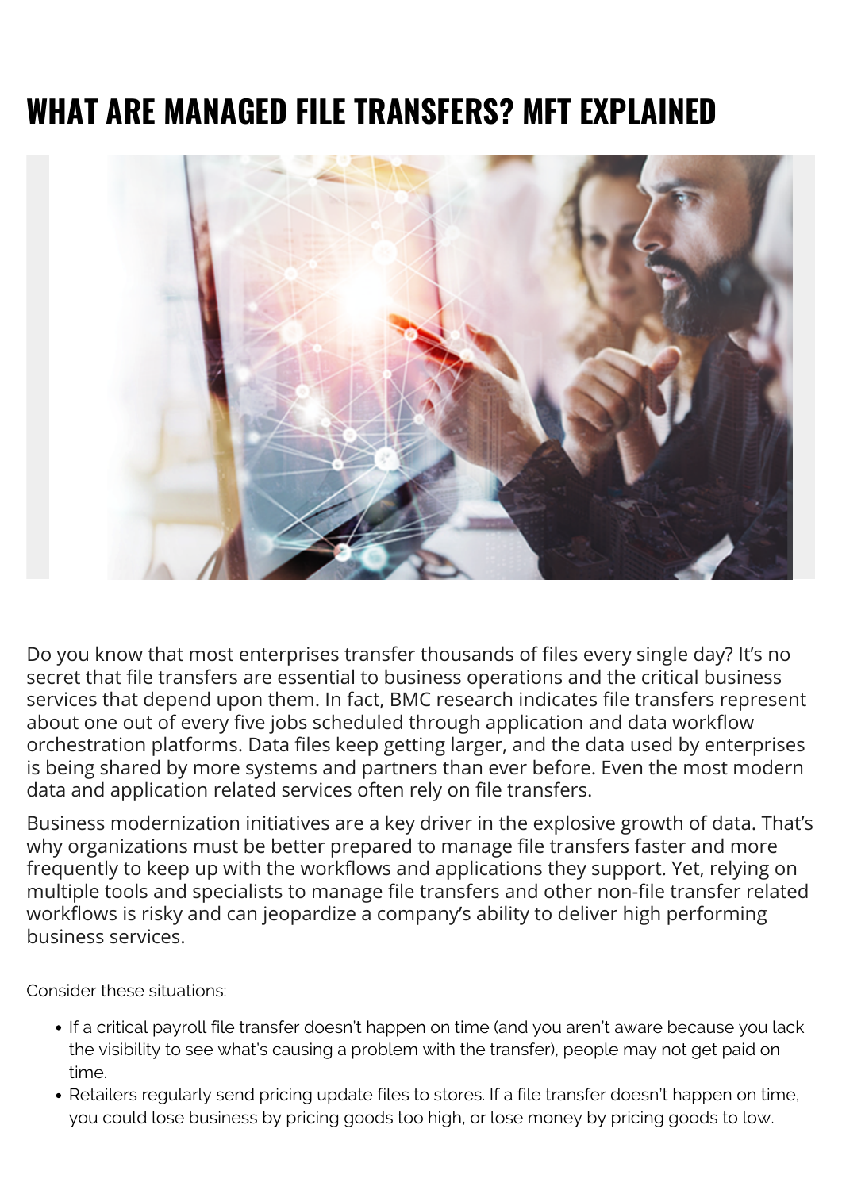# WHAT ARE MANAGED FILE TRANSFERS? MFT EXPLAINED

Do you know that most enterprises transfer thousands of files every single day? It's no secret that file transfers are essential to business operations and the critical business services that depend upon them. In fact, BMC research indicates file transfers represent about one out of every five jobs scheduled through application and data workflow orchestration platforms. Data files keep getting larger, and the data used by enterprises is being shared by more systems and partners than ever before. Even the most modern data and application related services often rely on file transfers.

Business modernization initiatives are a key driver in the explosive growth of data. That's why organizations must be better prepared to manage file transfers faster and more frequently to keep up with the workflows and applications they support. Yet, relying on multiple tools and specialists to manage file transfers and other non-file transfer related workflows is risky and can jeopardize a company's ability to deliver high performing business services.

Consider these situations:

- If a critical payroll file transfer doesn't happen on time (and you aren't aware because you lack the visibility to see what's causing a problem with the transfer), people may not get paid on time.
- Retailers regularly send pricing update files to stores. If a file transfer doesn't happen on time, you could lose business by pricing goods too high, or lose money by pricing goods to low.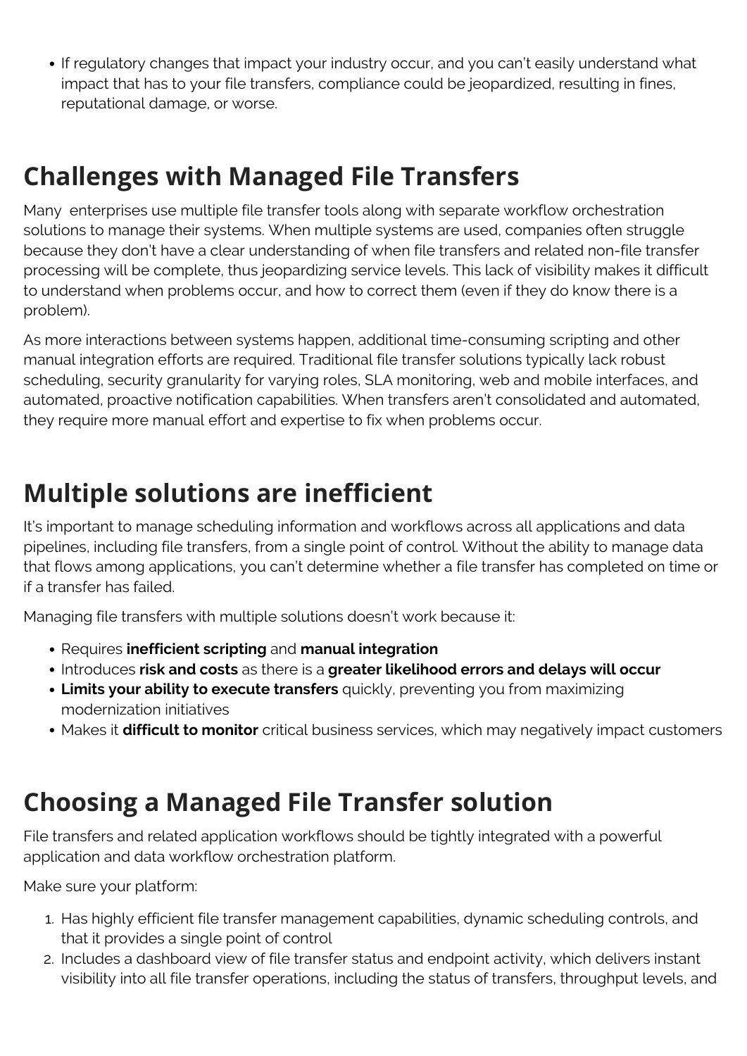- If regulatory changes that impact your industry occur, and you can't easily understand what impact that has to your file transfers, compliance could be jeopardized, resulting in fines, reputational damage, or worse.

## Challenges with Managed File Transfers

Many enterprises use multiple file transfer tools along with separate workflow orchestration solutions to manage their systems. When multiple systems are used, companies often struggle because they don't have a clear understanding of when file transfers and related non-file transfer processing will be complete, thus jeopardizing service levels. This lack of visibility makes it difficult to understand when problems occur, and how to correct them (even if they do know there is a problem).

As more interactions between systems happen, additional time-consuming scripting and other manual integration efforts are required. Traditional file transfer solutions typically lack robust scheduling, security granularity for varying roles, SLA monitoring, web and mobile interfaces, and automated, proactive notification capabilities. When transfers aren't consolidated and automated, they require more manual effort and expertise to fix when problems occur.

## Multiple solutions are inefficient

It's important to manage scheduling information and workflows across all applications and data pipelines, including file transfers, from a single point of control. Without the ability to manage data that flows among applications, you can't determine whether a file transfer has completed on time or if a transfer has failed.

Managing file transfers with multiple solutions doesn't work because it:

- Requires **inefficient scripting** and **manual integration**
- Introduces **risk and costs** as there is a **greater likelihood errors and delays will occur**
- **Limits your ability to execute transfers** quickly, preventing you from maximizing modernization initiatives
- Makes it **difficult to monitor** critical business services, which may negatively impact customers

## Choosing a Managed File Transfer solution

File transfers and related application workflows should be tightly integrated with a powerful application and data workflow orchestration platform.

Make sure your platform:

1. Has highly efficient file transfer management capabilities, dynamic scheduling controls, and that it provides a single point of control
2. Includes a dashboard view of file transfer status and endpoint activity, which delivers instant visibility into all file transfer operations, including the status of transfers, throughput levels, and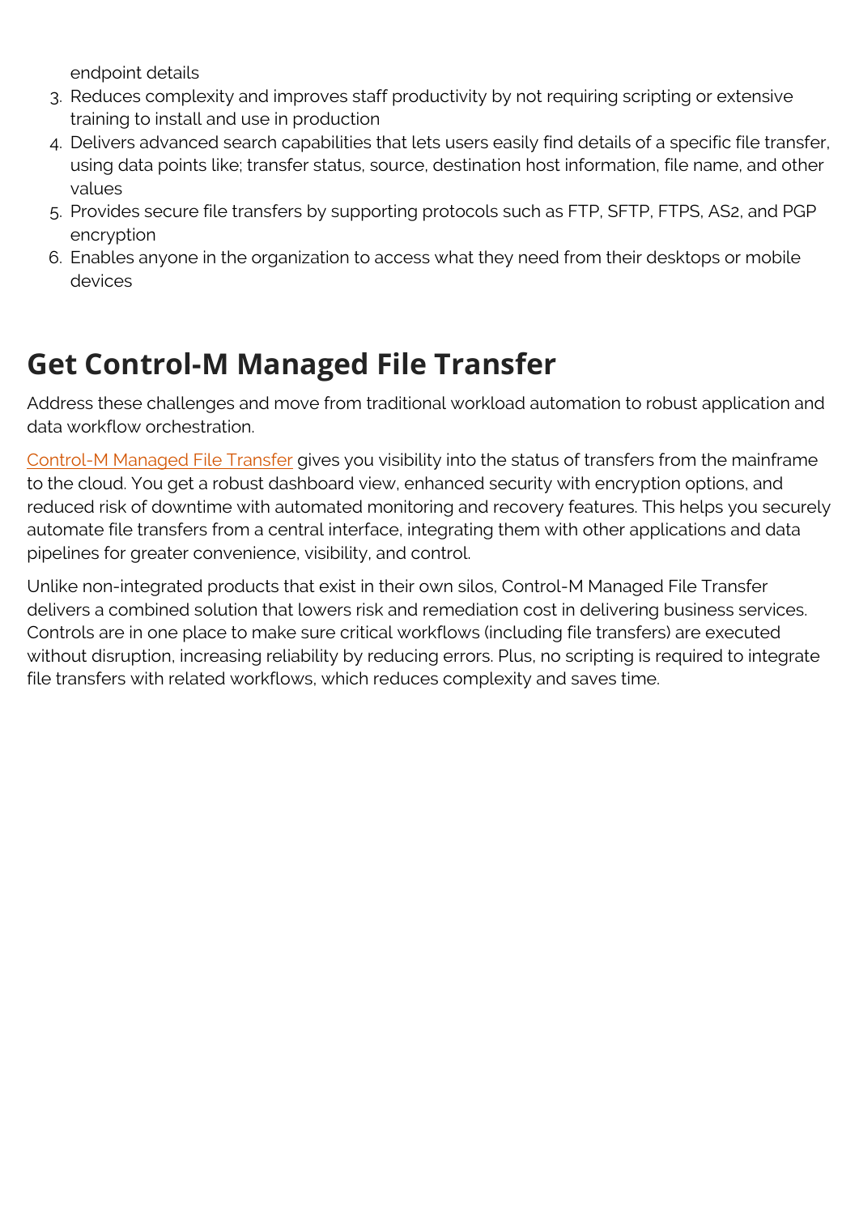endpoint details

3. Reduces complexity and improves staff productivity by not requiring scripting or extensive training to install and use in production
4. Delivers advanced search capabilities that lets users easily find details of a specific file transfer, using data points like; transfer status, source, destination host information, file name, and other values
5. Provides secure file transfers by supporting protocols such as FTP, SFTP, FTPS, AS2, and PGP encryption
6. Enables anyone in the organization to access what they need from their desktops or mobile devices

## Get Control-M Managed File Transfer

Address these challenges and move from traditional workload automation to robust application and data workflow orchestration.

Control-M Managed File Transfer gives you visibility into the status of transfers from the mainframe to the cloud. You get a robust dashboard view, enhanced security with encryption options, and reduced risk of downtime with automated monitoring and recovery features. This helps you securely automate file transfers from a central interface, integrating them with other applications and data pipelines for greater convenience, visibility, and control.

Unlike non-integrated products that exist in their own silos, Control-M Managed File Transfer delivers a combined solution that lowers risk and remediation cost in delivering business services. Controls are in one place to make sure critical workflows (including file transfers) are executed without disruption, increasing reliability by reducing errors. Plus, no scripting is required to integrate file transfers with related workflows, which reduces complexity and saves time.